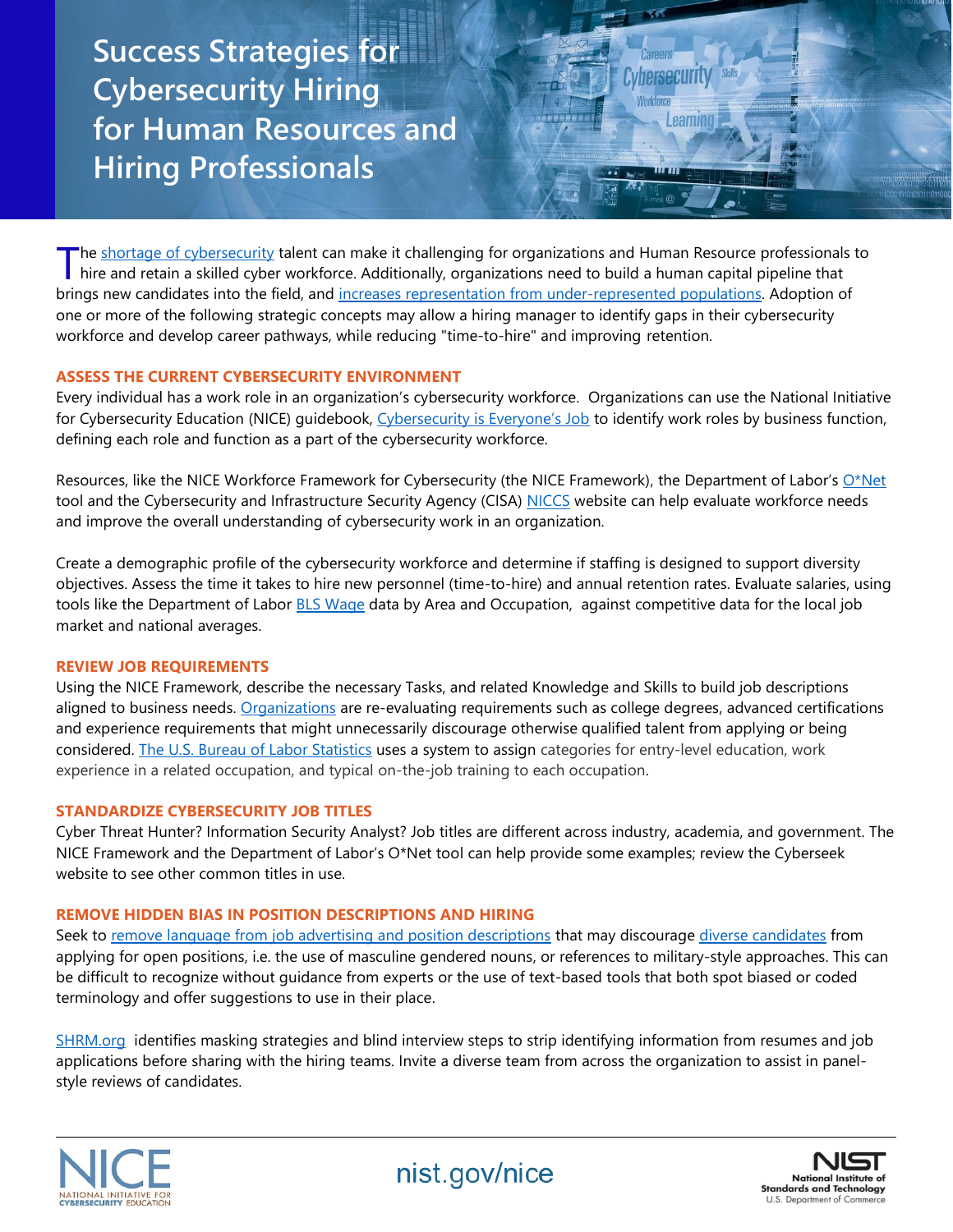# Success Strategies for Cybersecurity Hiring for Human Resources and Hiring Professionals

The shortage of cybersecurity talent can make it challenging for organizations and Human Resource professionals to hire and retain a skilled cyber workforce. Additionally, organizations need to build a human capital pipeline that brings new candidates into the field, and increases representation from under-represented populations. Adoption of one or more of the following strategic concepts may allow a hiring manager to identify gaps in their cybersecurity workforce and develop career pathways, while reducing "time-to-hire" and improving retention.

## ASSESS THE CURRENT CYBERSECURITY ENVIRONMENT

Every individual has a work role in an organization's cybersecurity workforce. Organizations can use the National Initiative for Cybersecurity Education (NICE) guidebook, Cybersecurity is Everyone's Job to identify work roles by business function, defining each role and function as a part of the cybersecurity workforce.

Resources, like the NICE Workforce Framework for Cybersecurity (the NICE Framework), the Department of Labor's O*Net tool and the Cybersecurity and Infrastructure Security Agency (CISA) NICCS website can help evaluate workforce needs and improve the overall understanding of cybersecurity work in an organization.

Create a demographic profile of the cybersecurity workforce and determine if staffing is designed to support diversity objectives. Assess the time it takes to hire new personnel (time-to-hire) and annual retention rates. Evaluate salaries, using tools like the Department of Labor BLS Wage data by Area and Occupation, against competitive data for the local job market and national averages.

## REVIEW JOB REQUIREMENTS

Using the NICE Framework, describe the necessary Tasks, and related Knowledge and Skills to build job descriptions aligned to business needs. Organizations are re-evaluating requirements such as college degrees, advanced certifications and experience requirements that might unnecessarily discourage otherwise qualified talent from applying or being considered. The U.S. Bureau of Labor Statistics uses a system to assign categories for entry-level education, work experience in a related occupation, and typical on-the-job training to each occupation.

## STANDARDIZE CYBERSECURITY JOB TITLES

Cyber Threat Hunter? Information Security Analyst? Job titles are different across industry, academia, and government. The NICE Framework and the Department of Labor's O*Net tool can help provide some examples; review the Cyberseek website to see other common titles in use.

## REMOVE HIDDEN BIAS IN POSITION DESCRIPTIONS AND HIRING

Seek to remove language from job advertising and position descriptions that may discourage diverse candidates from applying for open positions, i.e. the use of masculine gendered nouns, or references to military-style approaches. This can be difficult to recognize without guidance from experts or the use of text-based tools that both spot biased or coded terminology and offer suggestions to use in their place.

SHRM.org identifies masking strategies and blind interview steps to strip identifying information from resumes and job applications before sharing with the hiring teams. Invite a diverse team from across the organization to assist in panel-style reviews of candidates.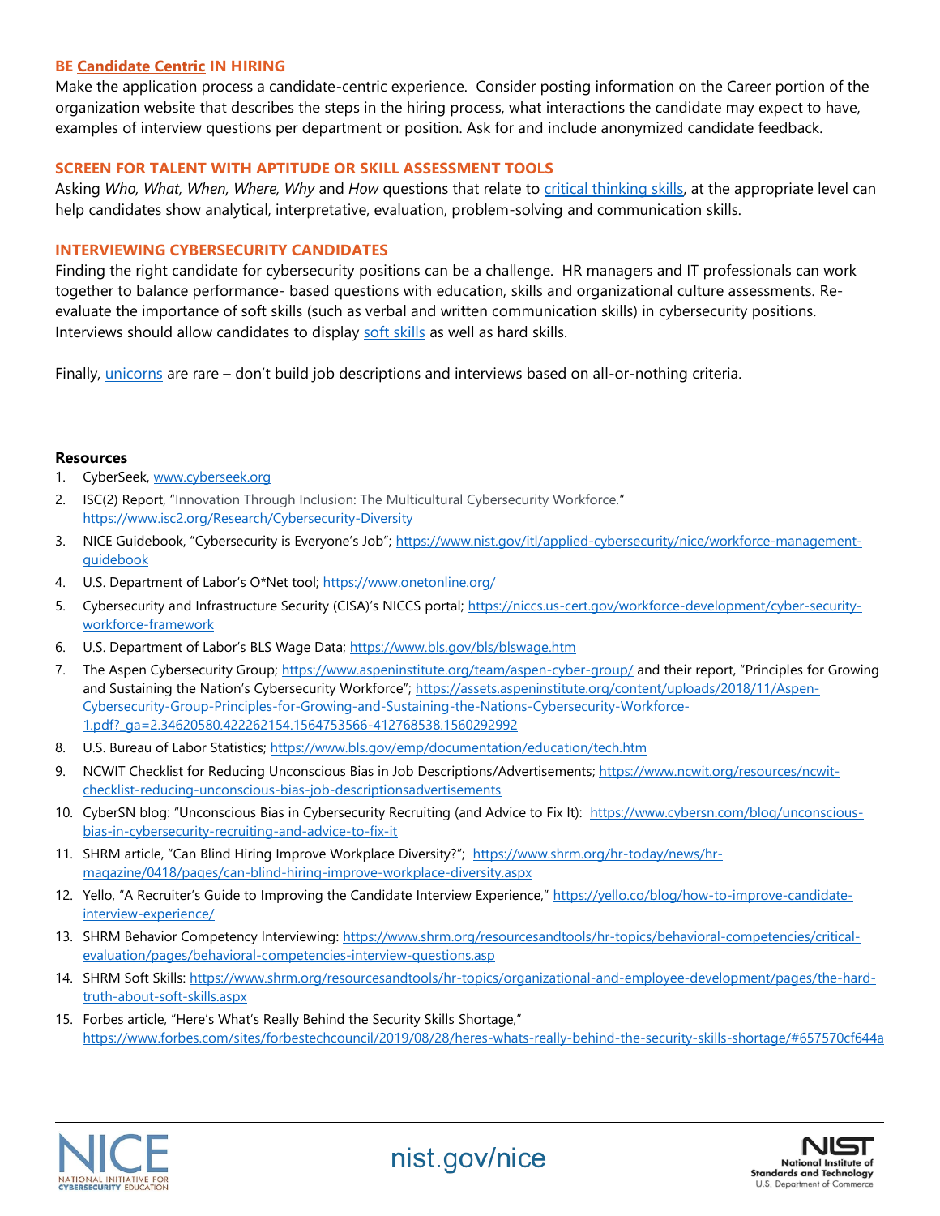## BE Candidate Centric IN HIRING

Make the application process a candidate-centric experience. Consider posting information on the Career portion of the organization website that describes the steps in the hiring process, what interactions the candidate may expect to have, examples of interview questions per department or position. Ask for and include anonymized candidate feedback.

## SCREEN FOR TALENT WITH APTITUDE OR SKILL ASSESSMENT TOOLS

Asking *Who, What, When, Where, Why* and *How* questions that relate to critical thinking skills, at the appropriate level can help candidates show analytical, interpretative, evaluation, problem-solving and communication skills.

## INTERVIEWING CYBERSECURITY CANDIDATES

Finding the right candidate for cybersecurity positions can be a challenge. HR managers and IT professionals can work together to balance performance- based questions with education, skills and organizational culture assessments. Re-evaluate the importance of soft skills (such as verbal and written communication skills) in cybersecurity positions. Interviews should allow candidates to display soft skills as well as hard skills.

Finally, unicorns are rare – don't build job descriptions and interviews based on all-or-nothing criteria.

---

**Resources**

1. CyberSeek, www.cyberseek.org
2. ISC(2) Report, "Innovation Through Inclusion: The Multicultural Cybersecurity Workforce." https://www.isc2.org/Research/Cybersecurity-Diversity
3. NICE Guidebook, "Cybersecurity is Everyone's Job"; https://www.nist.gov/itl/applied-cybersecurity/nice/workforce-management-guidebook
4. U.S. Department of Labor's O*Net tool; https://www.onetonline.org/
5. Cybersecurity and Infrastructure Security (CISA)'s NICCS portal; https://niccs.us-cert.gov/workforce-development/cyber-security-workforce-framework
6. U.S. Department of Labor's BLS Wage Data; https://www.bls.gov/bls/blswage.htm
7. The Aspen Cybersecurity Group; https://www.aspeninstitute.org/team/aspen-cyber-group/ and their report, "Principles for Growing and Sustaining the Nation's Cybersecurity Workforce"; https://assets.aspeninstitute.org/content/uploads/2018/11/Aspen-Cybersecurity-Group-Principles-for-Growing-and-Sustaining-the-Nations-Cybersecurity-Workforce-1.pdf?_ga=2.34620580.422262154.1564753566-412768538.1560292992
8. U.S. Bureau of Labor Statistics; https://www.bls.gov/emp/documentation/education/tech.htm
9. NCWIT Checklist for Reducing Unconscious Bias in Job Descriptions/Advertisements; https://www.ncwit.org/resources/ncwit-checklist-reducing-unconscious-bias-job-descriptionsadvertisements
10. CyberSN blog: "Unconscious Bias in Cybersecurity Recruiting (and Advice to Fix It): https://www.cybersn.com/blog/unconscious-bias-in-cybersecurity-recruiting-and-advice-to-fix-it
11. SHRM article, "Can Blind Hiring Improve Workplace Diversity?"; https://www.shrm.org/hr-today/news/hr-magazine/0418/pages/can-blind-hiring-improve-workplace-diversity.aspx
12. Yello, "A Recruiter's Guide to Improving the Candidate Interview Experience," https://yello.co/blog/how-to-improve-candidate-interview-experience/
13. SHRM Behavior Competency Interviewing: https://www.shrm.org/resourcesandtools/hr-topics/behavioral-competencies/critical-evaluation/pages/behavioral-competencies-interview-questions.asp
14. SHRM Soft Skills: https://www.shrm.org/resourcesandtools/hr-topics/organizational-and-employee-development/pages/the-hard-truth-about-soft-skills.aspx
15. Forbes article, "Here's What's Really Behind the Security Skills Shortage," https://www.forbes.com/sites/forbestechcouncil/2019/08/28/heres-whats-really-behind-the-security-skills-shortage/#657570cf644a

NICE NATIONAL INITIATIVE FOR CYBERSECURITY EDUCATION

nist.gov/nice

NIST National Institute of Standards and Technology U.S. Department of Commerce